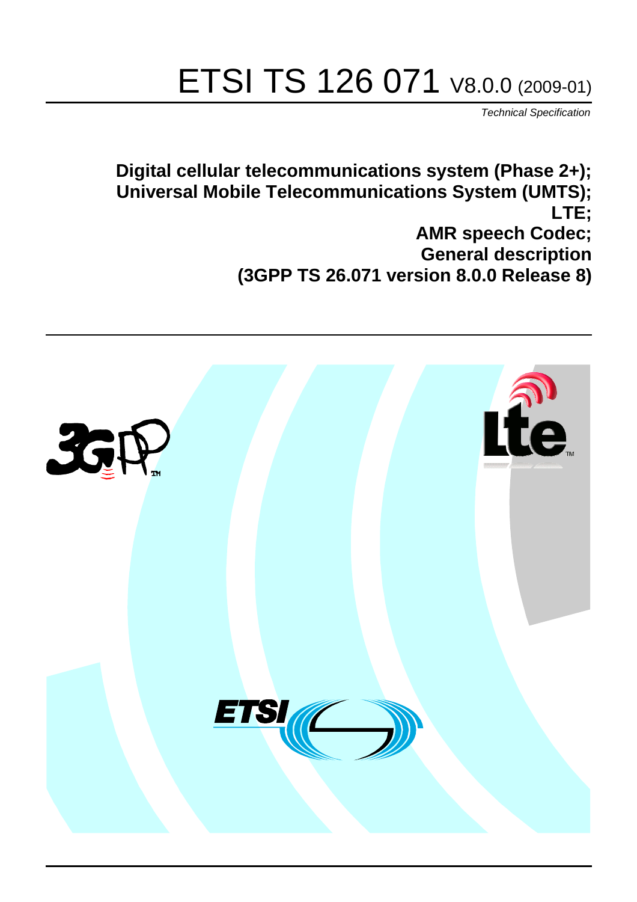# ETSI TS 126 071 V8.0.0 (2009-01)

*Technical Specification*

**Digital cellular telecommunications system (Phase 2+);**
**Universal Mobile Telecommunications System (UMTS);**
**LTE;**
**AMR speech Codec;**
**General description**
**(3GPP TS 26.071 version 8.0.0 Release 8)**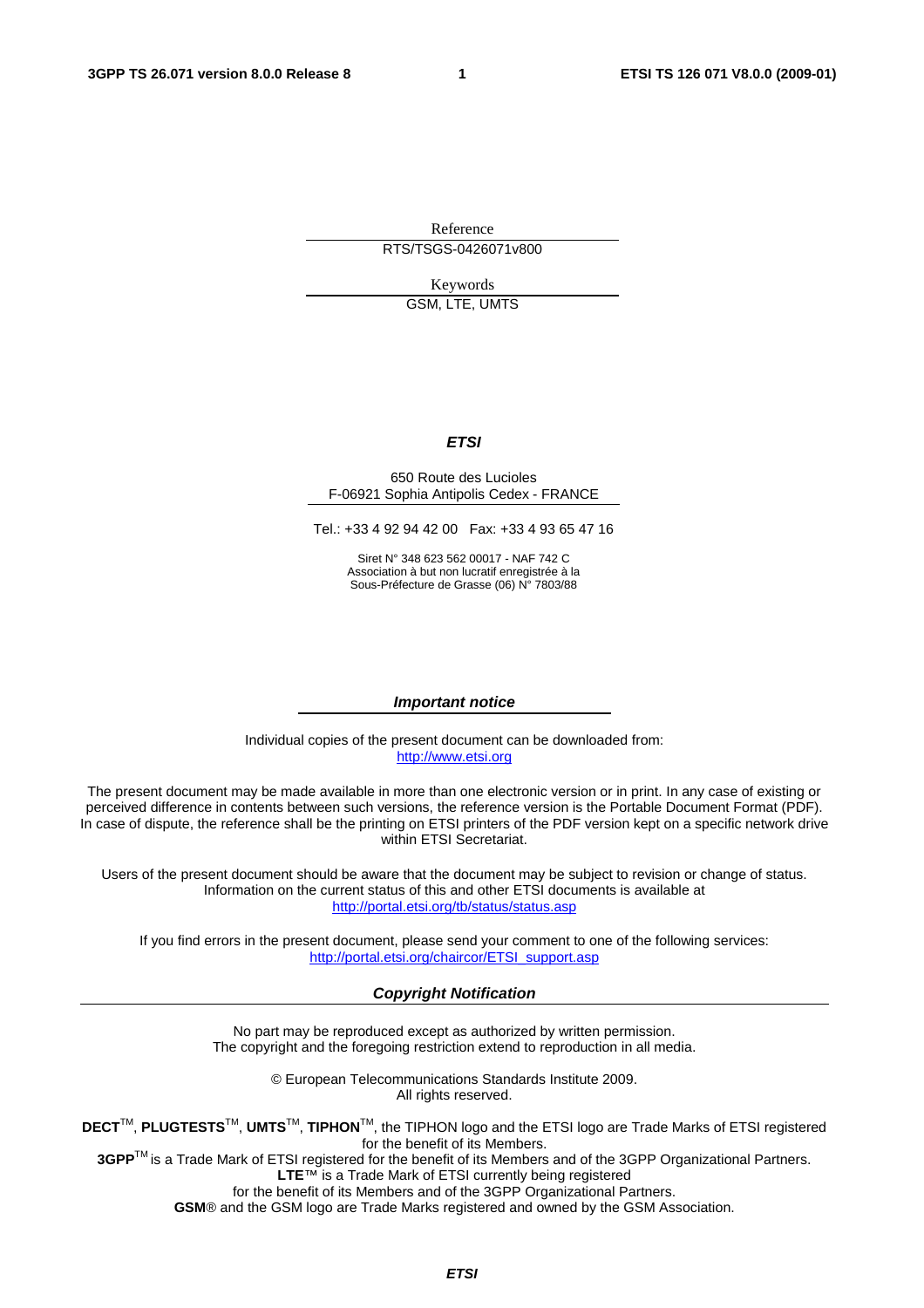Reference

RTS/TSGS-0426071v800

Keywords

GSM, LTE, UMTS

***ETSI***

650 Route des Lucioles
F-06921 Sophia Antipolis Cedex - FRANCE

Tel.: +33 4 92 94 42 00   Fax: +33 4 93 65 47 16

Siret N° 348 623 562 00017 - NAF 742 C
Association à but non lucratif enregistrée à la
Sous-Préfecture de Grasse (06) N° 7803/88

***Important notice***

Individual copies of the present document can be downloaded from:
http://www.etsi.org

The present document may be made available in more than one electronic version or in print. In any case of existing or perceived difference in contents between such versions, the reference version is the Portable Document Format (PDF). In case of dispute, the reference shall be the printing on ETSI printers of the PDF version kept on a specific network drive within ETSI Secretariat.

Users of the present document should be aware that the document may be subject to revision or change of status. Information on the current status of this and other ETSI documents is available at
http://portal.etsi.org/tb/status/status.asp

If you find errors in the present document, please send your comment to one of the following services:
http://portal.etsi.org/chaircor/ETSI_support.asp

***Copyright Notification***

No part may be reproduced except as authorized by written permission.
The copyright and the foregoing restriction extend to reproduction in all media.

© European Telecommunications Standards Institute 2009.
All rights reserved.

**DECT**™, **PLUGTESTS**™, **UMTS**™, **TIPHON**™, the TIPHON logo and the ETSI logo are Trade Marks of ETSI registered for the benefit of its Members.
**3GPP**™ is a Trade Mark of ETSI registered for the benefit of its Members and of the 3GPP Organizational Partners.
**LTE**™ is a Trade Mark of ETSI currently being registered
for the benefit of its Members and of the 3GPP Organizational Partners.
**GSM**® and the GSM logo are Trade Marks registered and owned by the GSM Association.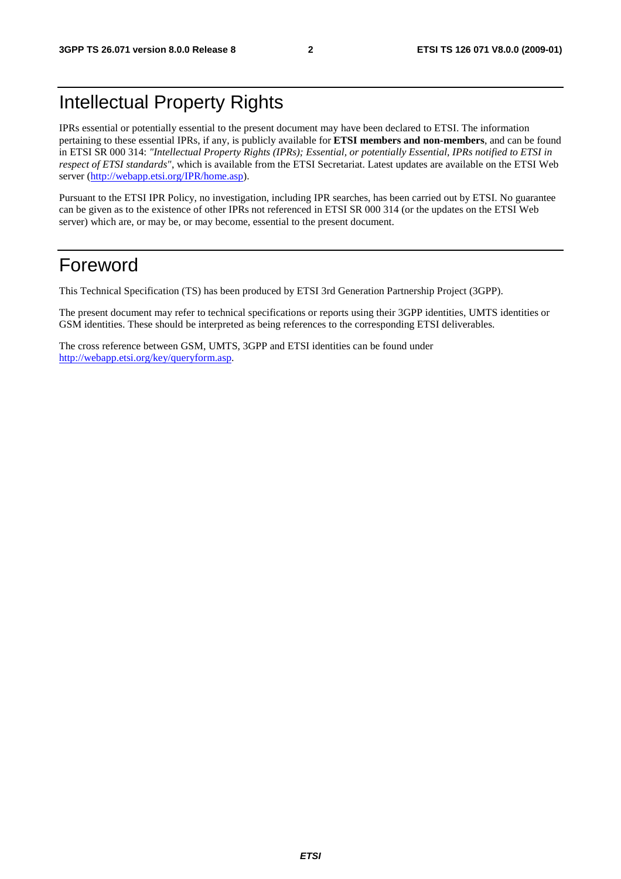# Intellectual Property Rights

IPRs essential or potentially essential to the present document may have been declared to ETSI. The information pertaining to these essential IPRs, if any, is publicly available for **ETSI members and non-members**, and can be found in ETSI SR 000 314: *"Intellectual Property Rights (IPRs); Essential, or potentially Essential, IPRs notified to ETSI in respect of ETSI standards"*, which is available from the ETSI Secretariat. Latest updates are available on the ETSI Web server (http://webapp.etsi.org/IPR/home.asp).

Pursuant to the ETSI IPR Policy, no investigation, including IPR searches, has been carried out by ETSI. No guarantee can be given as to the existence of other IPRs not referenced in ETSI SR 000 314 (or the updates on the ETSI Web server) which are, or may be, or may become, essential to the present document.

# Foreword

This Technical Specification (TS) has been produced by ETSI 3rd Generation Partnership Project (3GPP).

The present document may refer to technical specifications or reports using their 3GPP identities, UMTS identities or GSM identities. These should be interpreted as being references to the corresponding ETSI deliverables.

The cross reference between GSM, UMTS, 3GPP and ETSI identities can be found under http://webapp.etsi.org/key/queryform.asp.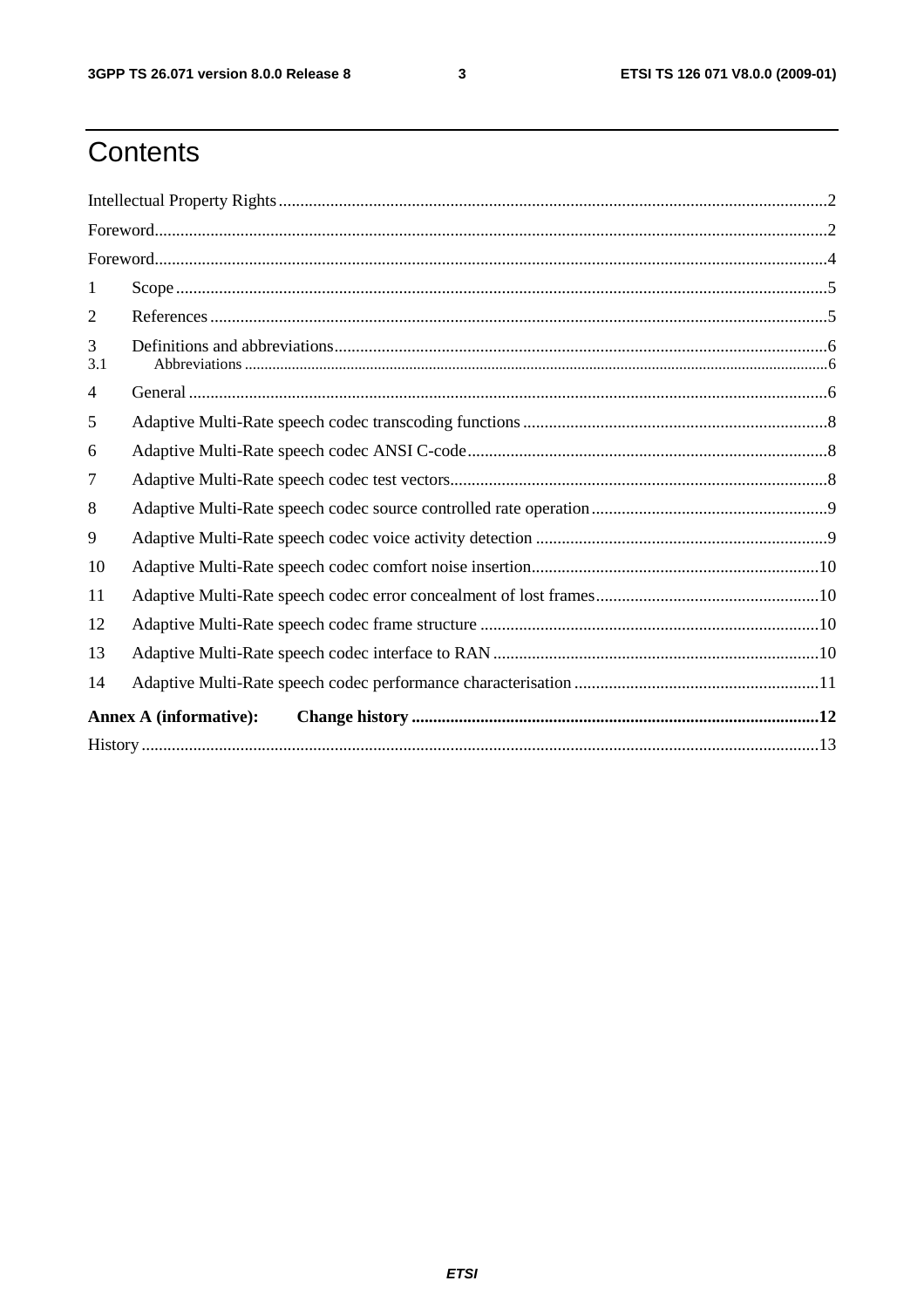# Contents

Intellectual Property Rights ..... 2

Foreword ..... 2

Foreword ..... 4

1 Scope ..... 5

2 References ..... 5

3 Definitions and abbreviations ..... 6

3.1 Abbreviations ..... 6

4 General ..... 6

5 Adaptive Multi-Rate speech codec transcoding functions ..... 8

6 Adaptive Multi-Rate speech codec ANSI C-code ..... 8

7 Adaptive Multi-Rate speech codec test vectors ..... 8

8 Adaptive Multi-Rate speech codec source controlled rate operation ..... 9

9 Adaptive Multi-Rate speech codec voice activity detection ..... 9

10 Adaptive Multi-Rate speech codec comfort noise insertion ..... 10

11 Adaptive Multi-Rate speech codec error concealment of lost frames ..... 10

12 Adaptive Multi-Rate speech codec frame structure ..... 10

13 Adaptive Multi-Rate speech codec interface to RAN ..... 10

14 Adaptive Multi-Rate speech codec performance characterisation ..... 11

**Annex A (informative): Change history ..... 12**

History ..... 13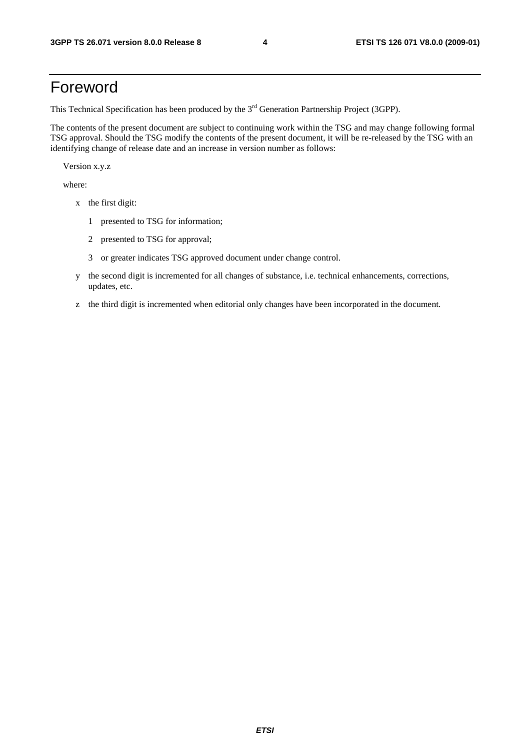# Foreword

This Technical Specification has been produced by the 3rd Generation Partnership Project (3GPP).

The contents of the present document are subject to continuing work within the TSG and may change following formal TSG approval. Should the TSG modify the contents of the present document, it will be re-released by the TSG with an identifying change of release date and an increase in version number as follows:

Version x.y.z

where:

- x the first digit:
  - 1 presented to TSG for information;
  - 2 presented to TSG for approval;
  - 3 or greater indicates TSG approved document under change control.
- y the second digit is incremented for all changes of substance, i.e. technical enhancements, corrections, updates, etc.
- z the third digit is incremented when editorial only changes have been incorporated in the document.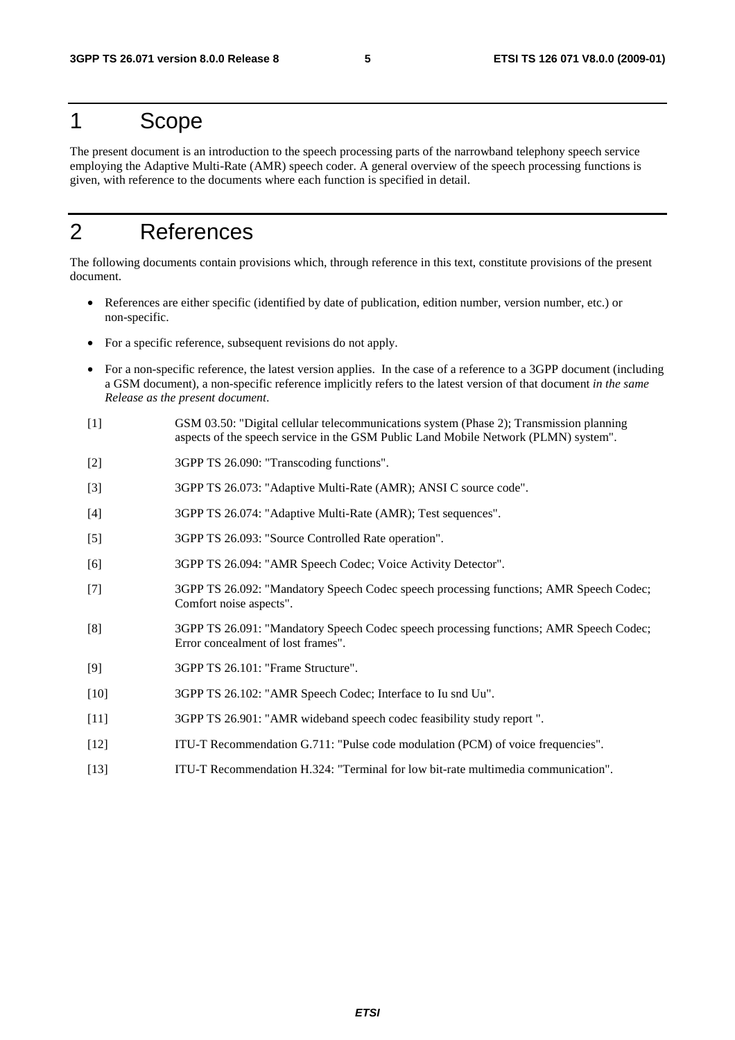# 1 Scope

The present document is an introduction to the speech processing parts of the narrowband telephony speech service employing the Adaptive Multi-Rate (AMR) speech coder. A general overview of the speech processing functions is given, with reference to the documents where each function is specified in detail.

# 2 References

The following documents contain provisions which, through reference in this text, constitute provisions of the present document.

- References are either specific (identified by date of publication, edition number, version number, etc.) or non-specific.
- For a specific reference, subsequent revisions do not apply.
- For a non-specific reference, the latest version applies. In the case of a reference to a 3GPP document (including a GSM document), a non-specific reference implicitly refers to the latest version of that document *in the same Release as the present document*.

[1] GSM 03.50: "Digital cellular telecommunications system (Phase 2); Transmission planning aspects of the speech service in the GSM Public Land Mobile Network (PLMN) system".

[2] 3GPP TS 26.090: "Transcoding functions".

[3] 3GPP TS 26.073: "Adaptive Multi-Rate (AMR); ANSI C source code".

[4] 3GPP TS 26.074: "Adaptive Multi-Rate (AMR); Test sequences".

[5] 3GPP TS 26.093: "Source Controlled Rate operation".

[6] 3GPP TS 26.094: "AMR Speech Codec; Voice Activity Detector".

[7] 3GPP TS 26.092: "Mandatory Speech Codec speech processing functions; AMR Speech Codec; Comfort noise aspects".

[8] 3GPP TS 26.091: "Mandatory Speech Codec speech processing functions; AMR Speech Codec; Error concealment of lost frames".

[9] 3GPP TS 26.101: "Frame Structure".

[10] 3GPP TS 26.102: "AMR Speech Codec; Interface to Iu snd Uu".

[11] 3GPP TS 26.901: "AMR wideband speech codec feasibility study report ".

[12] ITU-T Recommendation G.711: "Pulse code modulation (PCM) of voice frequencies".

[13] ITU-T Recommendation H.324: "Terminal for low bit-rate multimedia communication".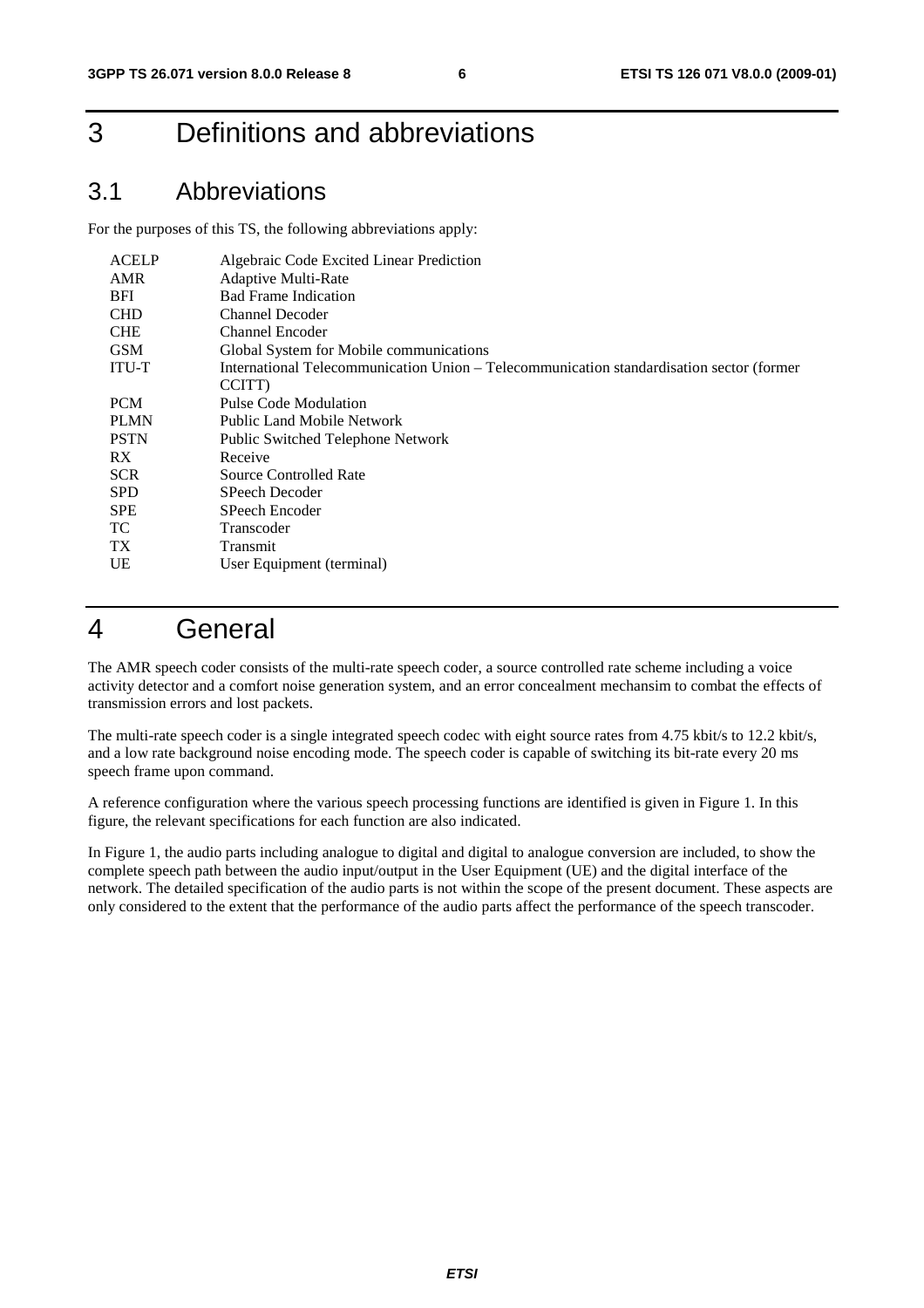# 3 Definitions and abbreviations

## 3.1 Abbreviations

For the purposes of this TS, the following abbreviations apply:

| | |
|---|---|
| ACELP | Algebraic Code Excited Linear Prediction |
| AMR | Adaptive Multi-Rate |
| BFI | Bad Frame Indication |
| CHD | Channel Decoder |
| CHE | Channel Encoder |
| GSM | Global System for Mobile communications |
| ITU-T | International Telecommunication Union – Telecommunication standardisation sector (former CCITT) |
| PCM | Pulse Code Modulation |
| PLMN | Public Land Mobile Network |
| PSTN | Public Switched Telephone Network |
| RX | Receive |
| SCR | Source Controlled Rate |
| SPD | SPeech Decoder |
| SPE | SPeech Encoder |
| TC | Transcoder |
| TX | Transmit |
| UE | User Equipment (terminal) |

# 4 General

The AMR speech coder consists of the multi-rate speech coder, a source controlled rate scheme including a voice activity detector and a comfort noise generation system, and an error concealment mechansim to combat the effects of transmission errors and lost packets.

The multi-rate speech coder is a single integrated speech codec with eight source rates from 4.75 kbit/s to 12.2 kbit/s, and a low rate background noise encoding mode. The speech coder is capable of switching its bit-rate every 20 ms speech frame upon command.

A reference configuration where the various speech processing functions are identified is given in Figure 1. In this figure, the relevant specifications for each function are also indicated.

In Figure 1, the audio parts including analogue to digital and digital to analogue conversion are included, to show the complete speech path between the audio input/output in the User Equipment (UE) and the digital interface of the network. The detailed specification of the audio parts is not within the scope of the present document. These aspects are only considered to the extent that the performance of the audio parts affect the performance of the speech transcoder.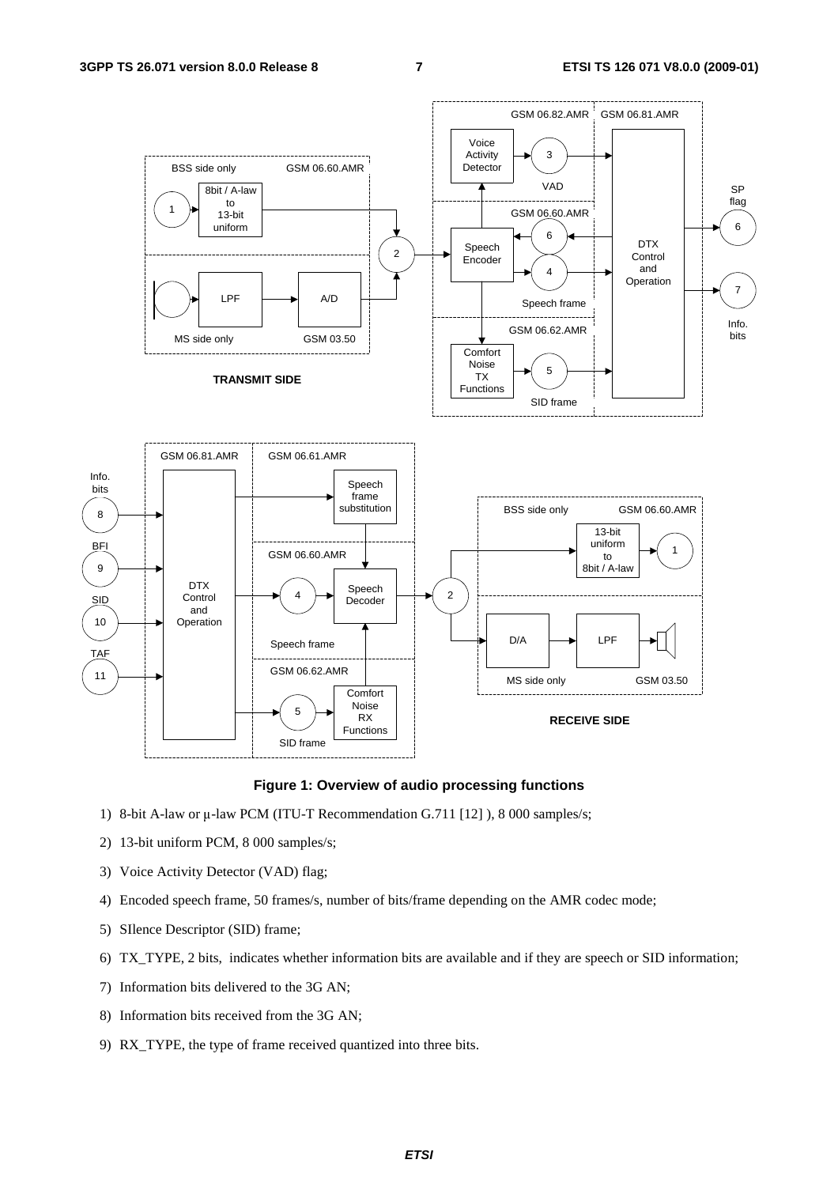**Figure 1: Overview of audio processing functions**

1) 8-bit A-law or µ-law PCM (ITU-T Recommendation G.711 [12] ), 8 000 samples/s;

2) 13-bit uniform PCM, 8 000 samples/s;

3) Voice Activity Detector (VAD) flag;

4) Encoded speech frame, 50 frames/s, number of bits/frame depending on the AMR codec mode;

5) SIlence Descriptor (SID) frame;

6) TX_TYPE, 2 bits, indicates whether information bits are available and if they are speech or SID information;

7) Information bits delivered to the 3G AN;

8) Information bits received from the 3G AN;

9) RX_TYPE, the type of frame received quantized into three bits.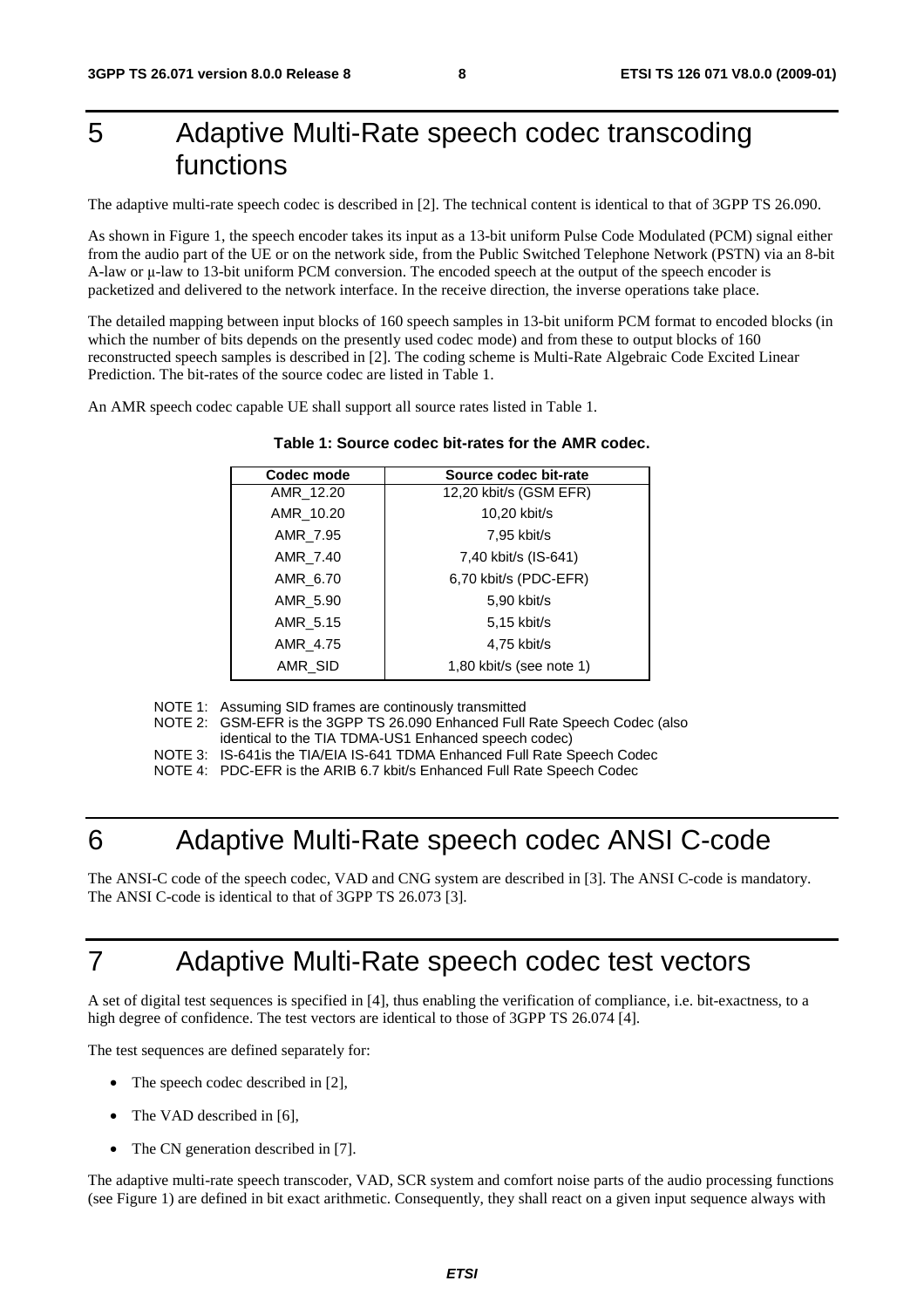# 5 Adaptive Multi-Rate speech codec transcoding functions

The adaptive multi-rate speech codec is described in [2]. The technical content is identical to that of 3GPP TS 26.090.

As shown in Figure 1, the speech encoder takes its input as a 13-bit uniform Pulse Code Modulated (PCM) signal either from the audio part of the UE or on the network side, from the Public Switched Telephone Network (PSTN) via an 8-bit A-law or μ-law to 13-bit uniform PCM conversion. The encoded speech at the output of the speech encoder is packetized and delivered to the network interface. In the receive direction, the inverse operations take place.

The detailed mapping between input blocks of 160 speech samples in 13-bit uniform PCM format to encoded blocks (in which the number of bits depends on the presently used codec mode) and from these to output blocks of 160 reconstructed speech samples is described in [2]. The coding scheme is Multi-Rate Algebraic Code Excited Linear Prediction. The bit-rates of the source codec are listed in Table 1.

An AMR speech codec capable UE shall support all source rates listed in Table 1.

**Table 1: Source codec bit-rates for the AMR codec.**

| Codec mode | Source codec bit-rate |
|---|---|
| AMR_12.20 | 12,20 kbit/s (GSM EFR) |
| AMR_10.20 | 10,20 kbit/s |
| AMR_7.95 | 7,95 kbit/s |
| AMR_7.40 | 7,40 kbit/s (IS-641) |
| AMR_6.70 | 6,70 kbit/s (PDC-EFR) |
| AMR_5.90 | 5,90 kbit/s |
| AMR_5.15 | 5,15 kbit/s |
| AMR_4.75 | 4,75 kbit/s |
| AMR_SID | 1,80 kbit/s (see note 1) |

NOTE 1: Assuming SID frames are continously transmitted

NOTE 2: GSM-EFR is the 3GPP TS 26.090 Enhanced Full Rate Speech Codec (also identical to the TIA TDMA-US1 Enhanced speech codec)

NOTE 3: IS-641is the TIA/EIA IS-641 TDMA Enhanced Full Rate Speech Codec

NOTE 4: PDC-EFR is the ARIB 6.7 kbit/s Enhanced Full Rate Speech Codec

# 6 Adaptive Multi-Rate speech codec ANSI C-code

The ANSI-C code of the speech codec, VAD and CNG system are described in [3]. The ANSI C-code is mandatory. The ANSI C-code is identical to that of 3GPP TS 26.073 [3].

# 7 Adaptive Multi-Rate speech codec test vectors

A set of digital test sequences is specified in [4], thus enabling the verification of compliance, i.e. bit-exactness, to a high degree of confidence. The test vectors are identical to those of 3GPP TS 26.074 [4].

The test sequences are defined separately for:

- The speech codec described in [2],
- The VAD described in [6],
- The CN generation described in [7].

The adaptive multi-rate speech transcoder, VAD, SCR system and comfort noise parts of the audio processing functions (see Figure 1) are defined in bit exact arithmetic. Consequently, they shall react on a given input sequence always with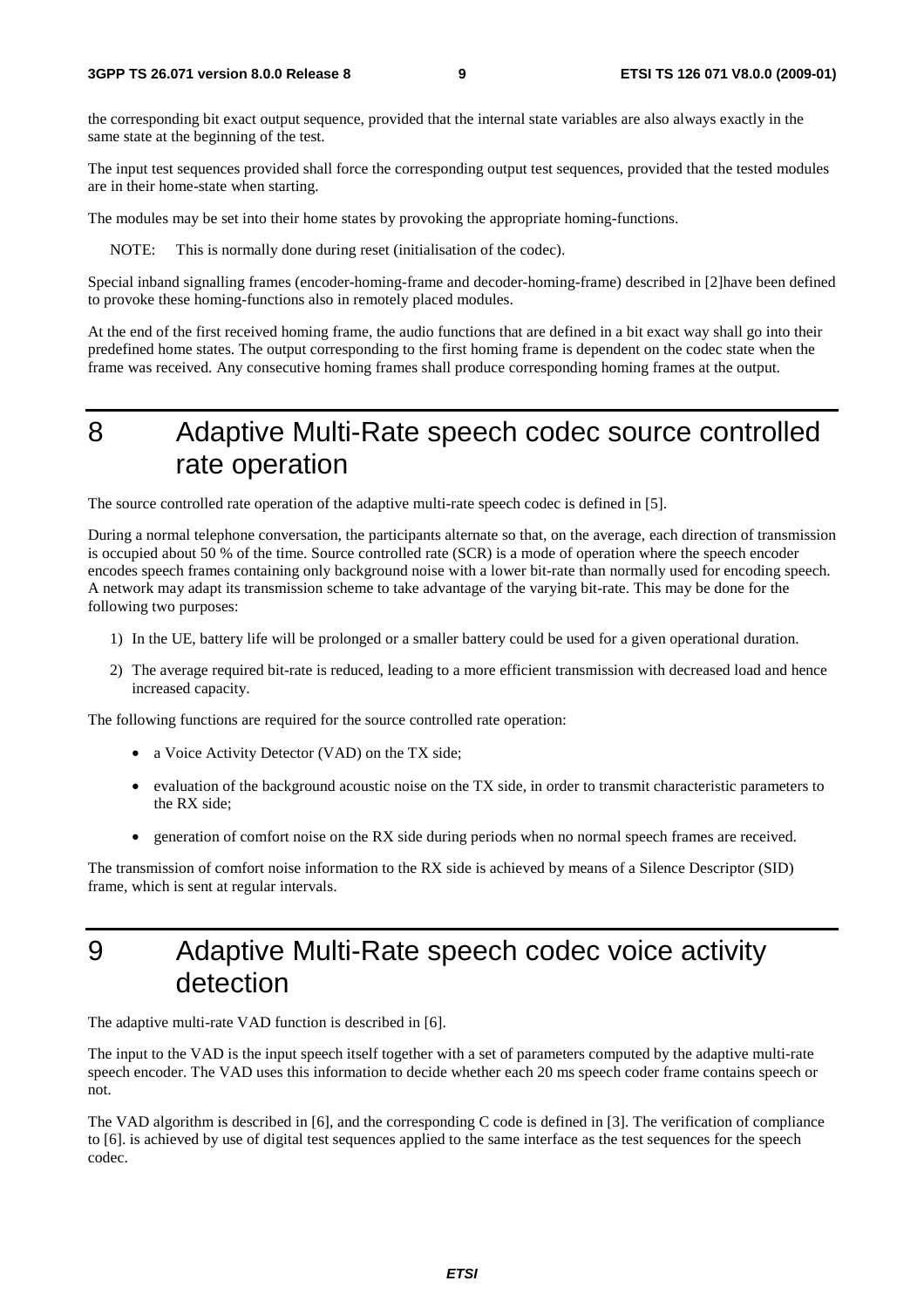the corresponding bit exact output sequence, provided that the internal state variables are also always exactly in the same state at the beginning of the test.

The input test sequences provided shall force the corresponding output test sequences, provided that the tested modules are in their home-state when starting.

The modules may be set into their home states by provoking the appropriate homing-functions.

NOTE: This is normally done during reset (initialisation of the codec).

Special inband signalling frames (encoder-homing-frame and decoder-homing-frame) described in [2]have been defined to provoke these homing-functions also in remotely placed modules.

At the end of the first received homing frame, the audio functions that are defined in a bit exact way shall go into their predefined home states. The output corresponding to the first homing frame is dependent on the codec state when the frame was received. Any consecutive homing frames shall produce corresponding homing frames at the output.

# 8 Adaptive Multi-Rate speech codec source controlled rate operation

The source controlled rate operation of the adaptive multi-rate speech codec is defined in [5].

During a normal telephone conversation, the participants alternate so that, on the average, each direction of transmission is occupied about 50 % of the time. Source controlled rate (SCR) is a mode of operation where the speech encoder encodes speech frames containing only background noise with a lower bit-rate than normally used for encoding speech. A network may adapt its transmission scheme to take advantage of the varying bit-rate. This may be done for the following two purposes:

1) In the UE, battery life will be prolonged or a smaller battery could be used for a given operational duration.
2) The average required bit-rate is reduced, leading to a more efficient transmission with decreased load and hence increased capacity.

The following functions are required for the source controlled rate operation:

- a Voice Activity Detector (VAD) on the TX side;
- evaluation of the background acoustic noise on the TX side, in order to transmit characteristic parameters to the RX side;
- generation of comfort noise on the RX side during periods when no normal speech frames are received.

The transmission of comfort noise information to the RX side is achieved by means of a Silence Descriptor (SID) frame, which is sent at regular intervals.

# 9 Adaptive Multi-Rate speech codec voice activity detection

The adaptive multi-rate VAD function is described in [6].

The input to the VAD is the input speech itself together with a set of parameters computed by the adaptive multi-rate speech encoder. The VAD uses this information to decide whether each 20 ms speech coder frame contains speech or not.

The VAD algorithm is described in [6], and the corresponding C code is defined in [3]. The verification of compliance to [6]. is achieved by use of digital test sequences applied to the same interface as the test sequences for the speech codec.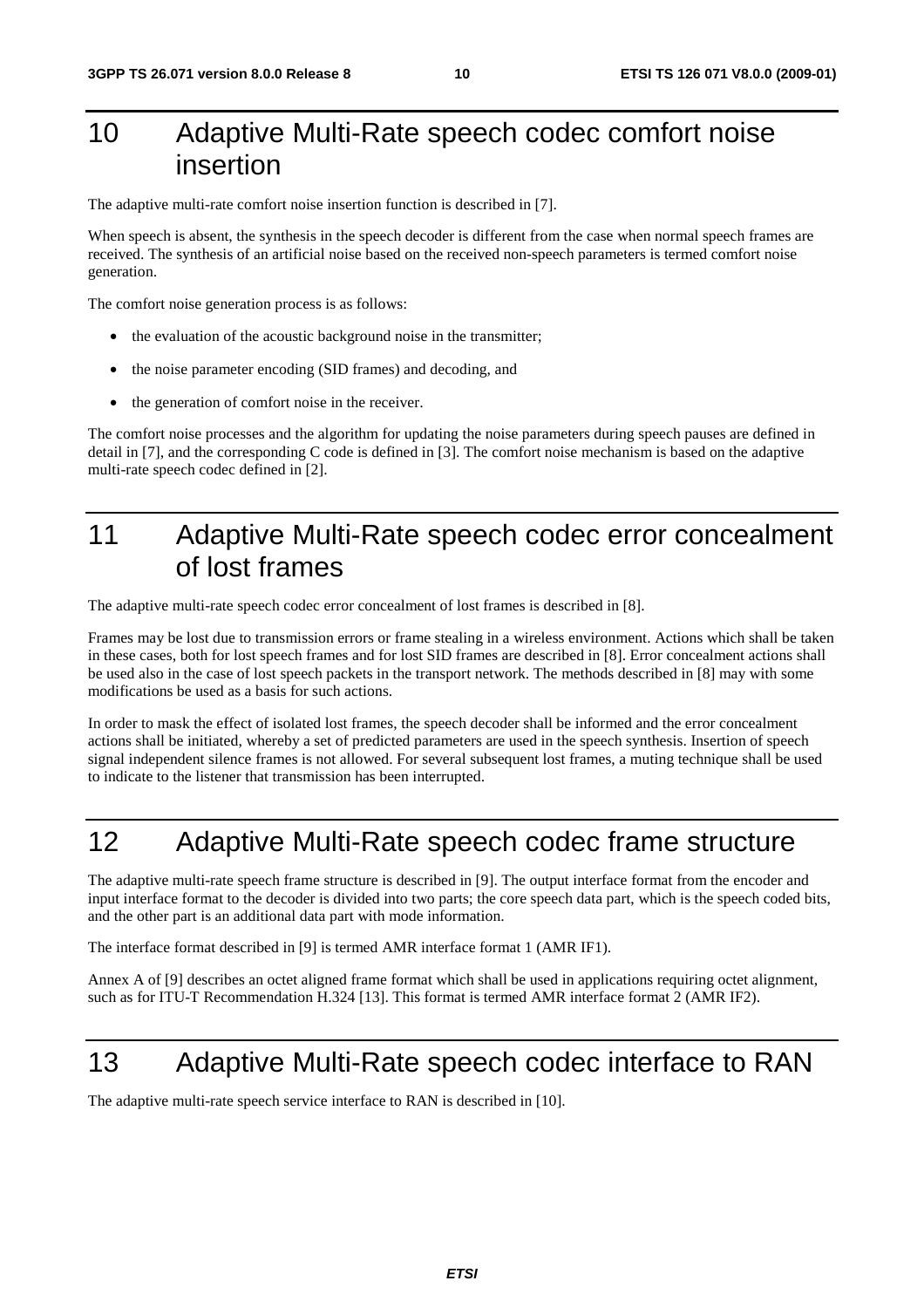# 10 Adaptive Multi-Rate speech codec comfort noise insertion

The adaptive multi-rate comfort noise insertion function is described in [7].

When speech is absent, the synthesis in the speech decoder is different from the case when normal speech frames are received. The synthesis of an artificial noise based on the received non-speech parameters is termed comfort noise generation.

The comfort noise generation process is as follows:

- the evaluation of the acoustic background noise in the transmitter;
- the noise parameter encoding (SID frames) and decoding, and
- the generation of comfort noise in the receiver.

The comfort noise processes and the algorithm for updating the noise parameters during speech pauses are defined in detail in [7], and the corresponding C code is defined in [3]. The comfort noise mechanism is based on the adaptive multi-rate speech codec defined in [2].

# 11 Adaptive Multi-Rate speech codec error concealment of lost frames

The adaptive multi-rate speech codec error concealment of lost frames is described in [8].

Frames may be lost due to transmission errors or frame stealing in a wireless environment. Actions which shall be taken in these cases, both for lost speech frames and for lost SID frames are described in [8]. Error concealment actions shall be used also in the case of lost speech packets in the transport network. The methods described in [8] may with some modifications be used as a basis for such actions.

In order to mask the effect of isolated lost frames, the speech decoder shall be informed and the error concealment actions shall be initiated, whereby a set of predicted parameters are used in the speech synthesis. Insertion of speech signal independent silence frames is not allowed. For several subsequent lost frames, a muting technique shall be used to indicate to the listener that transmission has been interrupted.

# 12 Adaptive Multi-Rate speech codec frame structure

The adaptive multi-rate speech frame structure is described in [9]. The output interface format from the encoder and input interface format to the decoder is divided into two parts; the core speech data part, which is the speech coded bits, and the other part is an additional data part with mode information.

The interface format described in [9] is termed AMR interface format 1 (AMR IF1).

Annex A of [9] describes an octet aligned frame format which shall be used in applications requiring octet alignment, such as for ITU-T Recommendation H.324 [13]. This format is termed AMR interface format 2 (AMR IF2).

# 13 Adaptive Multi-Rate speech codec interface to RAN

The adaptive multi-rate speech service interface to RAN is described in [10].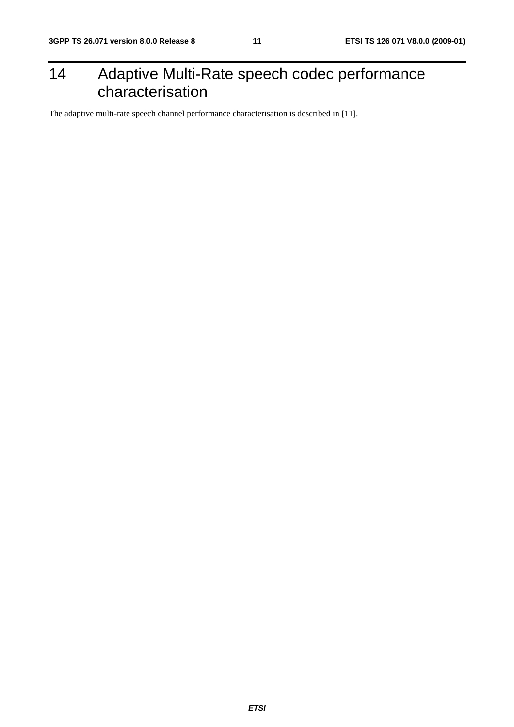# 14 Adaptive Multi-Rate speech codec performance characterisation

The adaptive multi-rate speech channel performance characterisation is described in [11].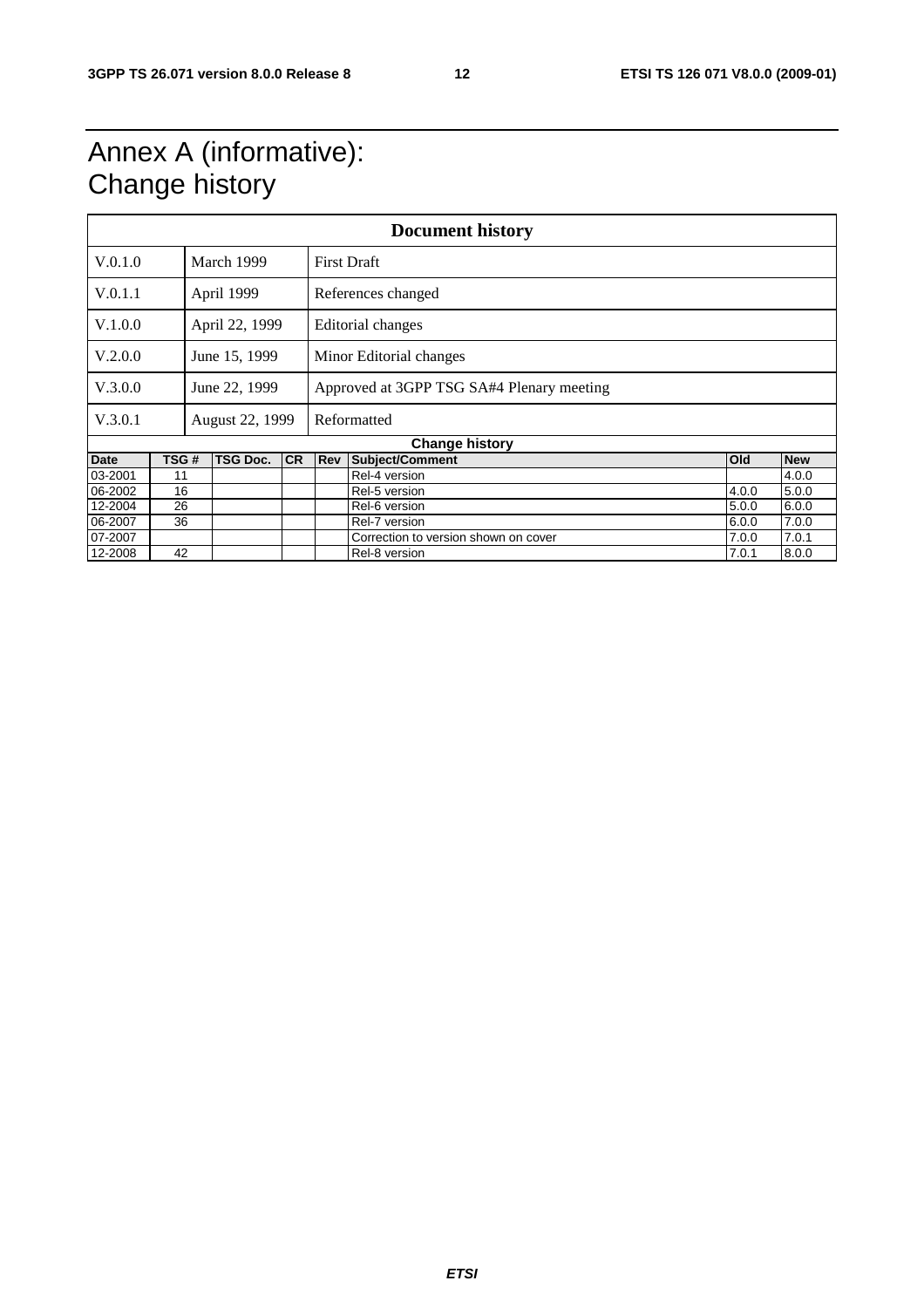# Annex A (informative): Change history

| Document history | | |
|---|---|---|
| V.0.1.0 | March 1999 | First Draft |
| V.0.1.1 | April 1999 | References changed |
| V.1.0.0 | April 22, 1999 | Editorial changes |
| V.2.0.0 | June 15, 1999 | Minor Editorial changes |
| V.3.0.0 | June 22, 1999 | Approved at 3GPP TSG SA#4 Plenary meeting |
| V.3.0.1 | August 22, 1999 | Reformatted |

| Change history | | | | | | | |
|---|---|---|---|---|---|---|---|
| **Date** | **TSG #** | **TSG Doc.** | **CR** | **Rev** | **Subject/Comment** | **Old** | **New** |
| 03-2001 | 11 | | | | Rel-4 version | | 4.0.0 |
| 06-2002 | 16 | | | | Rel-5 version | 4.0.0 | 5.0.0 |
| 12-2004 | 26 | | | | Rel-6 version | 5.0.0 | 6.0.0 |
| 06-2007 | 36 | | | | Rel-7 version | 6.0.0 | 7.0.0 |
| 07-2007 | | | | | Correction to version shown on cover | 7.0.0 | 7.0.1 |
| 12-2008 | 42 | | | | Rel-8 version | 7.0.1 | 8.0.0 |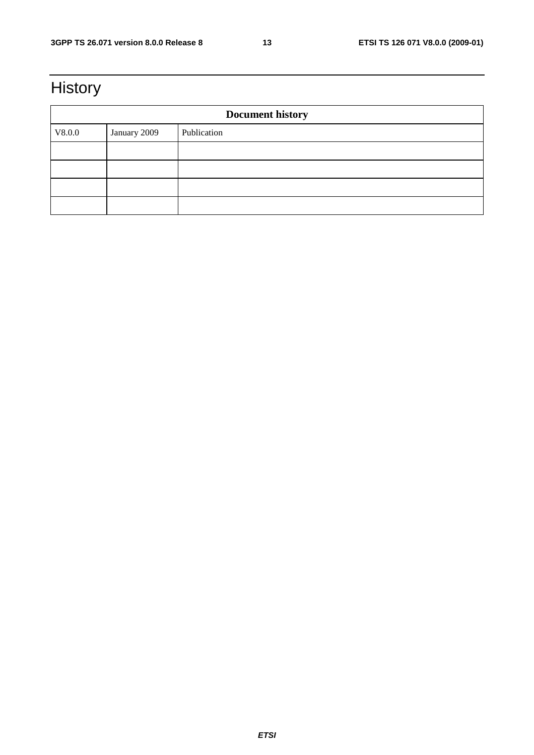# History

| Document history | | |
|---|---|---|
| V8.0.0 | January 2009 | Publication |
| | | |
| | | |
| | | |
| | | |